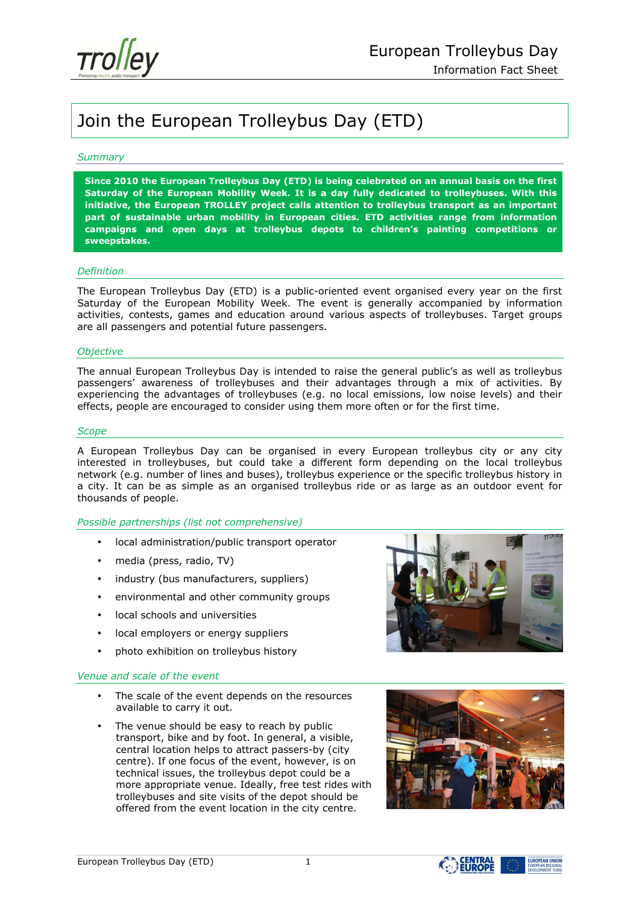# Join the European Trolleybus Day (ETD)

## *Summary*

**Since 2010 the European Trolleybus Day (ETD) is being celebrated on an annual basis on the first Saturday of the European Mobility Week. It is a day fully dedicated to trolleybuses. With this initiative, the European TROLLEY project calls attention to trolleybus transport as an important part of sustainable urban mobility in European cities. ETD activities range from information campaigns and open days at trolleybus depots to children's painting competitions or sweepstakes.**

## *Definition*

The European Trolleybus Day (ETD) is a public-oriented event organised every year on the first Saturday of the European Mobility Week. The event is generally accompanied by information activities, contests, games and education around various aspects of trolleybuses. Target groups are all passengers and potential future passengers.

## *Objective*

The annual European Trolleybus Day is intended to raise the general public's as well as trolleybus passengers' awareness of trolleybuses and their advantages through a mix of activities. By experiencing the advantages of trolleybuses (e.g. no local emissions, low noise levels) and their effects, people are encouraged to consider using them more often or for the first time.

## *Scope*

A European Trolleybus Day can be organised in every European trolleybus city or any city interested in trolleybuses, but could take a different form depending on the local trolleybus network (e.g. number of lines and buses), trolleybus experience or the specific trolleybus history in a city. It can be as simple as an organised trolleybus ride or as large as an outdoor event for thousands of people.

## *Possible partnerships (list not comprehensive)*

- local administration/public transport operator
- media (press, radio, TV)
- industry (bus manufacturers, suppliers)
- environmental and other community groups
- local schools and universities
- local employers or energy suppliers
- photo exhibition on trolleybus history

## *Venue and scale of the event*

- The scale of the event depends on the resources available to carry it out.
- The venue should be easy to reach by public transport, bike and by foot. In general, a visible, central location helps to attract passers-by (city centre). If one focus of the event, however, is on technical issues, the trolleybus depot could be a more appropriate venue. Ideally, free test rides with trolleybuses and site visits of the depot should be offered from the event location in the city centre.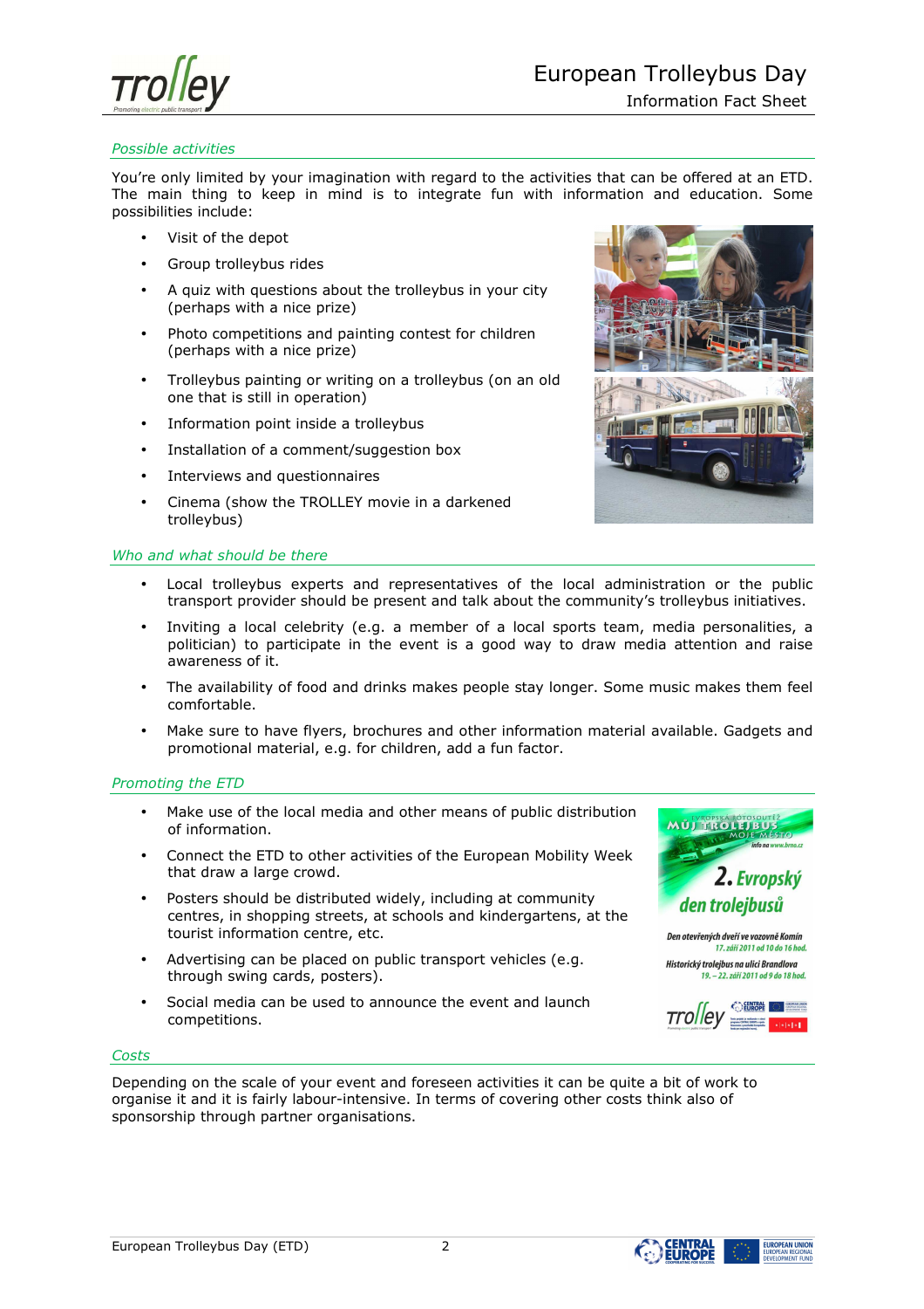## Possible activities

You're only limited by your imagination with regard to the activities that can be offered at an ETD. The main thing to keep in mind is to integrate fun with information and education. Some possibilities include:

- Visit of the depot
- Group trolleybus rides
- A quiz with questions about the trolleybus in your city (perhaps with a nice prize)
- Photo competitions and painting contest for children (perhaps with a nice prize)
- Trolleybus painting or writing on a trolleybus (on an old one that is still in operation)
- Information point inside a trolleybus
- Installation of a comment/suggestion box
- Interviews and questionnaires
- Cinema (show the TROLLEY movie in a darkened trolleybus)

## Who and what should be there

- Local trolleybus experts and representatives of the local administration or the public transport provider should be present and talk about the community's trolleybus initiatives.
- Inviting a local celebrity (e.g. a member of a local sports team, media personalities, a politician) to participate in the event is a good way to draw media attention and raise awareness of it.
- The availability of food and drinks makes people stay longer. Some music makes them feel comfortable.
- Make sure to have flyers, brochures and other information material available. Gadgets and promotional material, e.g. for children, add a fun factor.

## Promoting the ETD

- Make use of the local media and other means of public distribution of information.
- Connect the ETD to other activities of the European Mobility Week that draw a large crowd.
- Posters should be distributed widely, including at community centres, in shopping streets, at schools and kindergartens, at the tourist information centre, etc.
- Advertising can be placed on public transport vehicles (e.g. through swing cards, posters).
- Social media can be used to announce the event and launch competitions.

## Costs

Depending on the scale of your event and foreseen activities it can be quite a bit of work to organise it and it is fairly labour-intensive. In terms of covering other costs think also of sponsorship through partner organisations.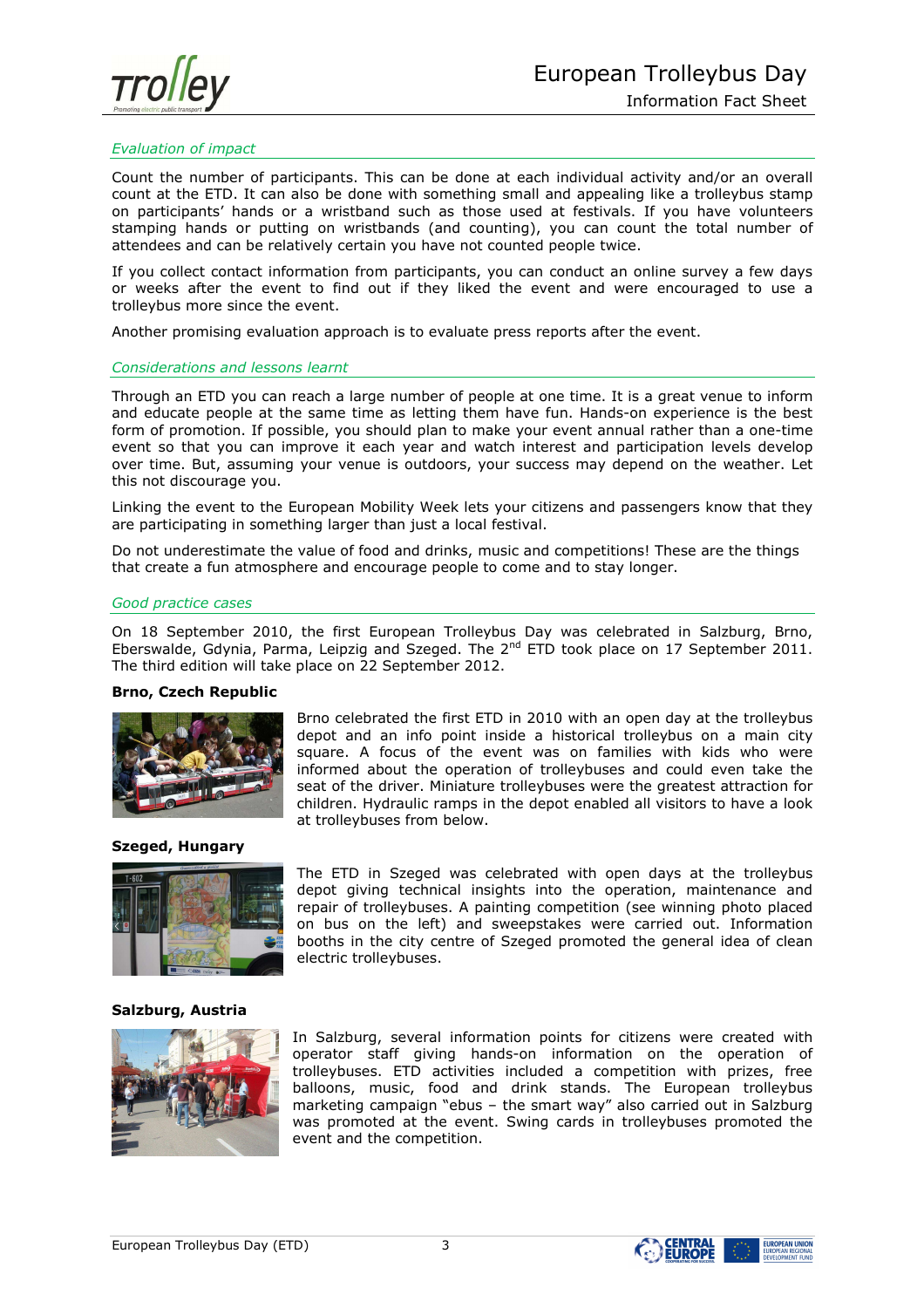## *Evaluation of impact*

Count the number of participants. This can be done at each individual activity and/or an overall count at the ETD. It can also be done with something small and appealing like a trolleybus stamp on participants' hands or a wristband such as those used at festivals. If you have volunteers stamping hands or putting on wristbands (and counting), you can count the total number of attendees and can be relatively certain you have not counted people twice.

If you collect contact information from participants, you can conduct an online survey a few days or weeks after the event to find out if they liked the event and were encouraged to use a trolleybus more since the event.

Another promising evaluation approach is to evaluate press reports after the event.

## *Considerations and lessons learnt*

Through an ETD you can reach a large number of people at one time. It is a great venue to inform and educate people at the same time as letting them have fun. Hands-on experience is the best form of promotion. If possible, you should plan to make your event annual rather than a one-time event so that you can improve it each year and watch interest and participation levels develop over time. But, assuming your venue is outdoors, your success may depend on the weather. Let this not discourage you.

Linking the event to the European Mobility Week lets your citizens and passengers know that they are participating in something larger than just a local festival.

Do not underestimate the value of food and drinks, music and competitions! These are the things that create a fun atmosphere and encourage people to come and to stay longer.

## *Good practice cases*

On 18 September 2010, the first European Trolleybus Day was celebrated in Salzburg, Brno, Eberswalde, Gdynia, Parma, Leipzig and Szeged. The 2nd ETD took place on 17 September 2011. The third edition will take place on 22 September 2012.

**Brno, Czech Republic**

Brno celebrated the first ETD in 2010 with an open day at the trolleybus depot and an info point inside a historical trolleybus on a main city square. A focus of the event was on families with kids who were informed about the operation of trolleybuses and could even take the seat of the driver. Miniature trolleybuses were the greatest attraction for children. Hydraulic ramps in the depot enabled all visitors to have a look at trolleybuses from below.

**Szeged, Hungary**

The ETD in Szeged was celebrated with open days at the trolleybus depot giving technical insights into the operation, maintenance and repair of trolleybuses. A painting competition (see winning photo placed on bus on the left) and sweepstakes were carried out. Information booths in the city centre of Szeged promoted the general idea of clean electric trolleybuses.

**Salzburg, Austria**

In Salzburg, several information points for citizens were created with operator staff giving hands-on information on the operation of trolleybuses. ETD activities included a competition with prizes, free balloons, music, food and drink stands. The European trolleybus marketing campaign "ebus – the smart way" also carried out in Salzburg was promoted at the event. Swing cards in trolleybuses promoted the event and the competition.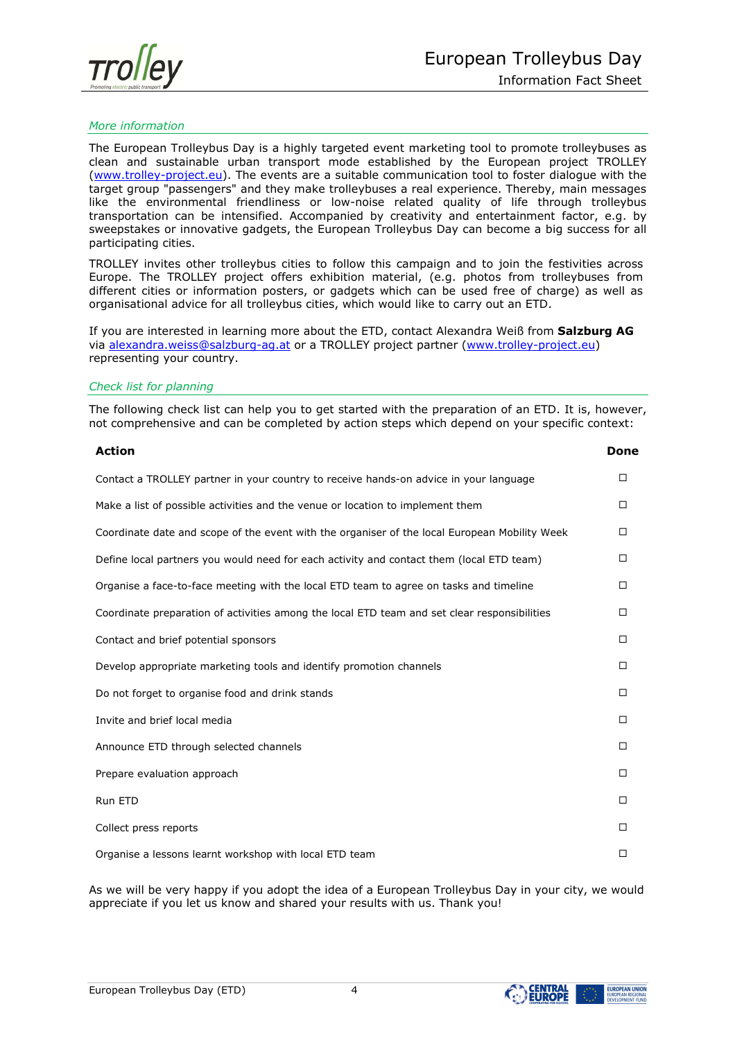### *More information*

The European Trolleybus Day is a highly targeted event marketing tool to promote trolleybuses as clean and sustainable urban transport mode established by the European project TROLLEY (www.trolley-project.eu). The events are a suitable communication tool to foster dialogue with the target group "passengers" and they make trolleybuses a real experience. Thereby, main messages like the environmental friendliness or low-noise related quality of life through trolleybus transportation can be intensified. Accompanied by creativity and entertainment factor, e.g. by sweepstakes or innovative gadgets, the European Trolleybus Day can become a big success for all participating cities.

TROLLEY invites other trolleybus cities to follow this campaign and to join the festivities across Europe. The TROLLEY project offers exhibition material, (e.g. photos from trolleybuses from different cities or information posters, or gadgets which can be used free of charge) as well as organisational advice for all trolleybus cities, which would like to carry out an ETD.

If you are interested in learning more about the ETD, contact Alexandra Weiß from **Salzburg AG** via alexandra.weiss@salzburg-ag.at or a TROLLEY project partner (www.trolley-project.eu) representing your country.

### *Check list for planning*

The following check list can help you to get started with the preparation of an ETD. It is, however, not comprehensive and can be completed by action steps which depend on your specific context:

| **Action** | **Done** |
|---|---|
| Contact a TROLLEY partner in your country to receive hands-on advice in your language | ☐ |
| Make a list of possible activities and the venue or location to implement them | ☐ |
| Coordinate date and scope of the event with the organiser of the local European Mobility Week | ☐ |
| Define local partners you would need for each activity and contact them (local ETD team) | ☐ |
| Organise a face-to-face meeting with the local ETD team to agree on tasks and timeline | ☐ |
| Coordinate preparation of activities among the local ETD team and set clear responsibilities | ☐ |
| Contact and brief potential sponsors | ☐ |
| Develop appropriate marketing tools and identify promotion channels | ☐ |
| Do not forget to organise food and drink stands | ☐ |
| Invite and brief local media | ☐ |
| Announce ETD through selected channels | ☐ |
| Prepare evaluation approach | ☐ |
| Run ETD | ☐ |
| Collect press reports | ☐ |
| Organise a lessons learnt workshop with local ETD team | ☐ |

As we will be very happy if you adopt the idea of a European Trolleybus Day in your city, we would appreciate if you let us know and shared your results with us. Thank you!